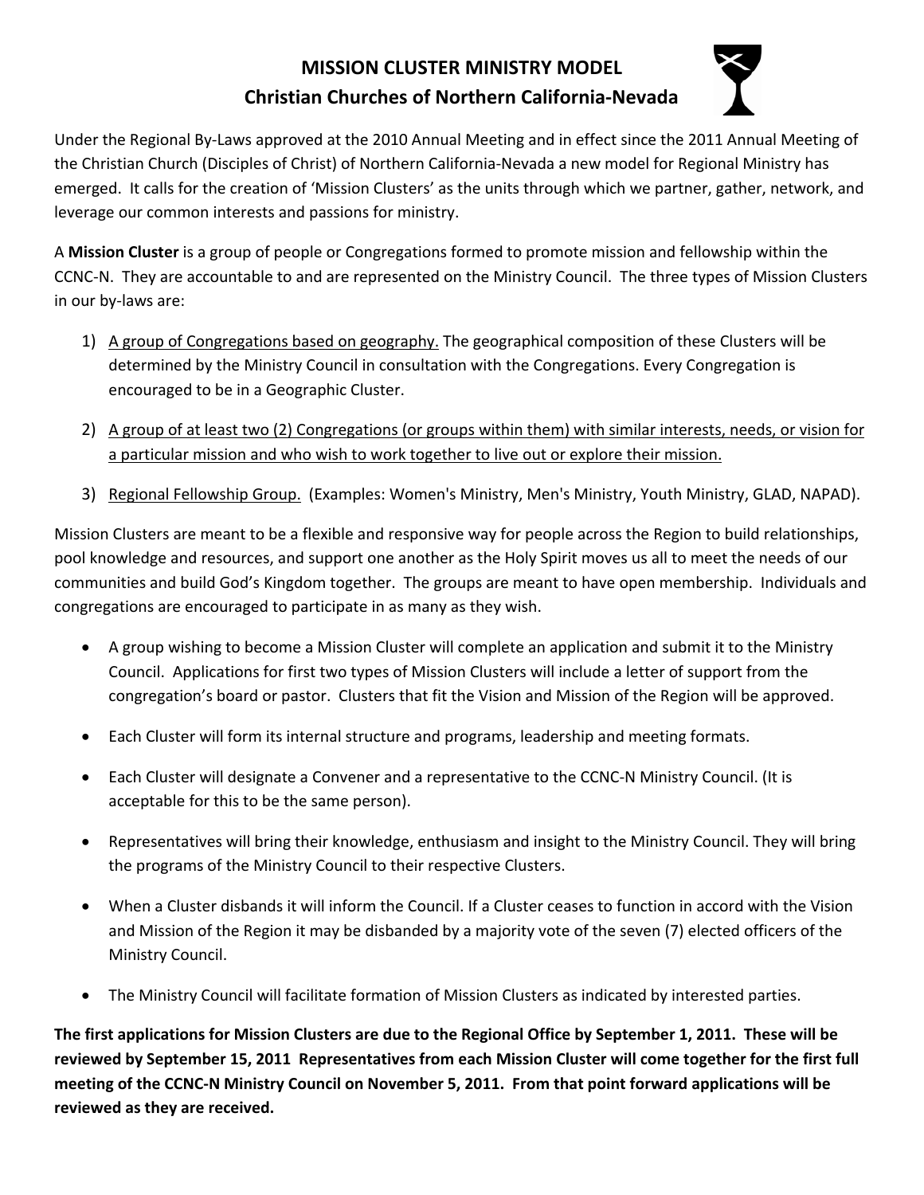# MISSION CLUSTER MINISTRY MODEL

## Christian Churches of Northern California-Nevada

Under the Regional By-Laws approved at the 2010 Annual Meeting and in effect since the 2011 Annual Meeting of the Christian Church (Disciples of Christ) of Northern California-Nevada a new model for Regional Ministry has emerged. It calls for the creation of 'Mission Clusters' as the units through which we partner, gather, network, and leverage our common interests and passions for ministry.

A **Mission Cluster** is a group of people or Congregations formed to promote mission and fellowship within the CCNC-N. They are accountable to and are represented on the Ministry Council. The three types of Mission Clusters in our by-laws are:

1) <u>A group of Congregations based on geography.</u> The geographical composition of these Clusters will be determined by the Ministry Council in consultation with the Congregations. Every Congregation is encouraged to be in a Geographic Cluster.

2) <u>A group of at least two (2) Congregations (or groups within them) with similar interests, needs, or vision for a particular mission and who wish to work together to live out or explore their mission.</u>

3) <u>Regional Fellowship Group.</u> (Examples: Women's Ministry, Men's Ministry, Youth Ministry, GLAD, NAPAD).

Mission Clusters are meant to be a flexible and responsive way for people across the Region to build relationships, pool knowledge and resources, and support one another as the Holy Spirit moves us all to meet the needs of our communities and build God's Kingdom together. The groups are meant to have open membership. Individuals and congregations are encouraged to participate in as many as they wish.

- A group wishing to become a Mission Cluster will complete an application and submit it to the Ministry Council. Applications for first two types of Mission Clusters will include a letter of support from the congregation's board or pastor. Clusters that fit the Vision and Mission of the Region will be approved.
- Each Cluster will form its internal structure and programs, leadership and meeting formats.
- Each Cluster will designate a Convener and a representative to the CCNC-N Ministry Council. (It is acceptable for this to be the same person).
- Representatives will bring their knowledge, enthusiasm and insight to the Ministry Council. They will bring the programs of the Ministry Council to their respective Clusters.
- When a Cluster disbands it will inform the Council. If a Cluster ceases to function in accord with the Vision and Mission of the Region it may be disbanded by a majority vote of the seven (7) elected officers of the Ministry Council.
- The Ministry Council will facilitate formation of Mission Clusters as indicated by interested parties.

**The first applications for Mission Clusters are due to the Regional Office by September 1, 2011. These will be reviewed by September 15, 2011 Representatives from each Mission Cluster will come together for the first full meeting of the CCNC-N Ministry Council on November 5, 2011. From that point forward applications will be reviewed as they are received.**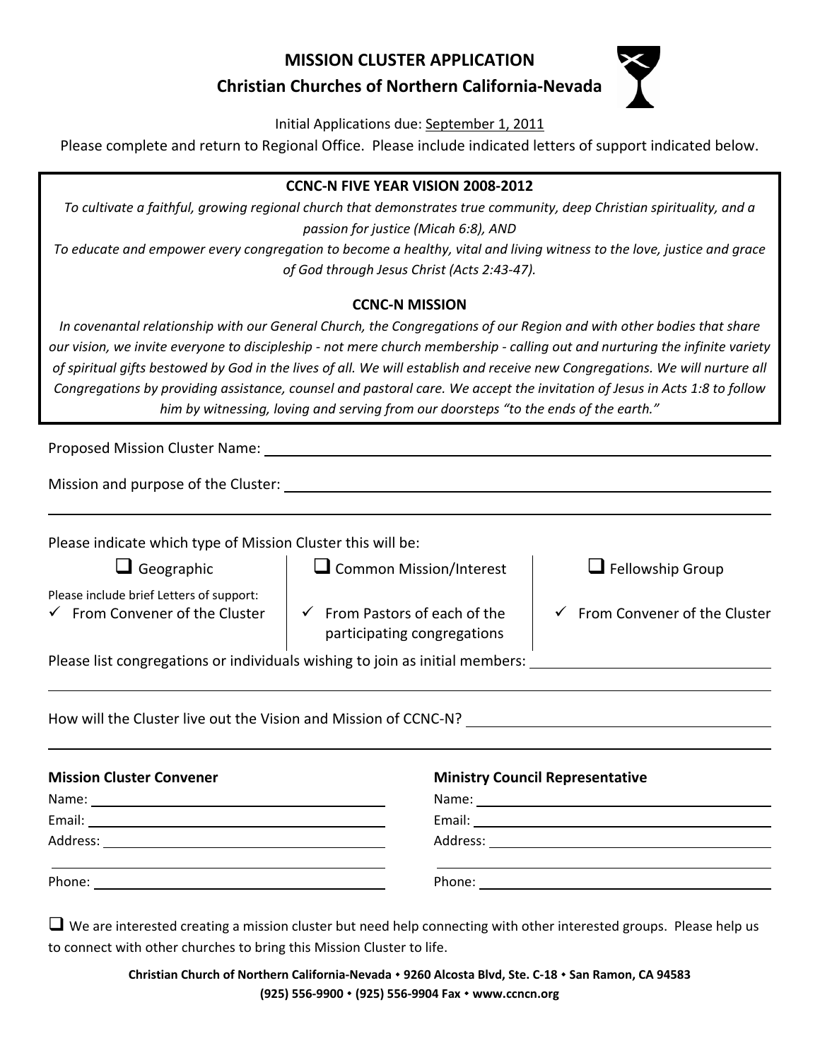# MISSION CLUSTER APPLICATION

## Christian Churches of Northern California-Nevada

Initial Applications due: September 1, 2011

Please complete and return to Regional Office. Please include indicated letters of support indicated below.

---

**CCNC-N FIVE YEAR VISION 2008-2012**

*To cultivate a faithful, growing regional church that demonstrates true community, deep Christian spirituality, and a passion for justice (Micah 6:8), AND*

*To educate and empower every congregation to become a healthy, vital and living witness to the love, justice and grace of God through Jesus Christ (Acts 2:43-47).*

**CCNC-N MISSION**

*In covenantal relationship with our General Church, the Congregations of our Region and with other bodies that share our vision, we invite everyone to discipleship - not mere church membership - calling out and nurturing the infinite variety of spiritual gifts bestowed by God in the lives of all. We will establish and receive new Congregations. We will nurture all Congregations by providing assistance, counsel and pastoral care. We accept the invitation of Jesus in Acts 1:8 to follow him by witnessing, loving and serving from our doorsteps "to the ends of the earth."*

---

Proposed Mission Cluster Name: ____________________

Mission and purpose of the Cluster: ____________________

____________________

Please indicate which type of Mission Cluster this will be:

| ❑ Geographic | ❑ Common Mission/Interest | ❑ Fellowship Group |
|---|---|---|
| Please include brief Letters of support: ✓ From Convener of the Cluster | ✓ From Pastors of each of the participating congregations | ✓ From Convener of the Cluster |

Please list congregations or individuals wishing to join as initial members: ____________________

____________________

How will the Cluster live out the Vision and Mission of CCNC-N? ____________________

____________________

**Mission Cluster Convener**

Name: ____________________

Email: ____________________

Address: ____________________

____________________

Phone: ____________________

**Ministry Council Representative**

Name: ____________________

Email: ____________________

Address: ____________________

____________________

Phone: ____________________

❑ We are interested creating a mission cluster but need help connecting with other interested groups. Please help us to connect with other churches to bring this Mission Cluster to life.

**Christian Church of Northern California-Nevada • 9260 Alcosta Blvd, Ste. C-18 • San Ramon, CA 94583**
**(925) 556-9900 • (925) 556-9904 Fax • www.ccncn.org**